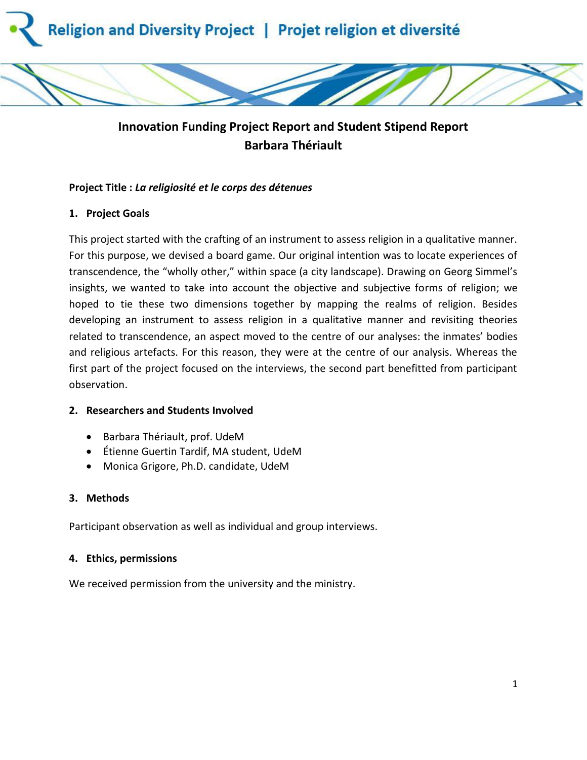# Innovation Funding Project Report and Student Stipend Report

## Barbara Thériault

**Project Title :** ***La religiosité et le corps des détenues***

### 1. Project Goals

This project started with the crafting of an instrument to assess religion in a qualitative manner. For this purpose, we devised a board game. Our original intention was to locate experiences of transcendence, the "wholly other," within space (a city landscape). Drawing on Georg Simmel's insights, we wanted to take into account the objective and subjective forms of religion; we hoped to tie these two dimensions together by mapping the realms of religion. Besides developing an instrument to assess religion in a qualitative manner and revisiting theories related to transcendence, an aspect moved to the centre of our analyses: the inmates' bodies and religious artefacts. For this reason, they were at the centre of our analysis. Whereas the first part of the project focused on the interviews, the second part benefitted from participant observation.

### 2. Researchers and Students Involved

- Barbara Thériault, prof. UdeM
- Étienne Guertin Tardif, MA student, UdeM
- Monica Grigore, Ph.D. candidate, UdeM

### 3. Methods

Participant observation as well as individual and group interviews.

### 4. Ethics, permissions

We received permission from the university and the ministry.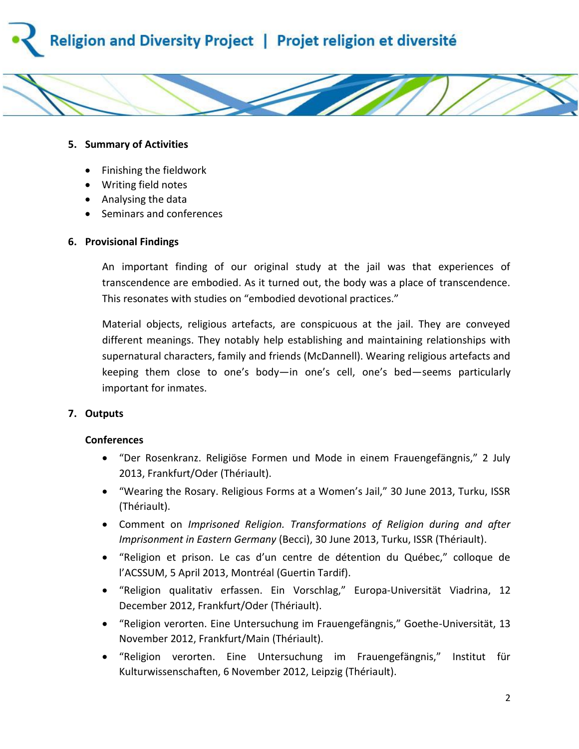## 5. Summary of Activities

- Finishing the fieldwork
- Writing field notes
- Analysing the data
- Seminars and conferences

## 6. Provisional Findings

An important finding of our original study at the jail was that experiences of transcendence are embodied. As it turned out, the body was a place of transcendence. This resonates with studies on "embodied devotional practices."

Material objects, religious artefacts, are conspicuous at the jail. They are conveyed different meanings. They notably help establishing and maintaining relationships with supernatural characters, family and friends (McDannell). Wearing religious artefacts and keeping them close to one's body—in one's cell, one's bed—seems particularly important for inmates.

## 7. Outputs

**Conferences**

- "Der Rosenkranz. Religiöse Formen und Mode in einem Frauengefängnis," 2 July 2013, Frankfurt/Oder (Thériault).
- "Wearing the Rosary. Religious Forms at a Women's Jail," 30 June 2013, Turku, ISSR (Thériault).
- Comment on *Imprisoned Religion. Transformations of Religion during and after Imprisonment in Eastern Germany* (Becci), 30 June 2013, Turku, ISSR (Thériault).
- "Religion et prison. Le cas d'un centre de détention du Québec," colloque de l'ACSSUM, 5 April 2013, Montréal (Guertin Tardif).
- "Religion qualitativ erfassen. Ein Vorschlag," Europa-Universität Viadrina, 12 December 2012, Frankfurt/Oder (Thériault).
- "Religion verorten. Eine Untersuchung im Frauengefängnis," Goethe-Universität, 13 November 2012, Frankfurt/Main (Thériault).
- "Religion verorten. Eine Untersuchung im Frauengefängnis," Institut für Kulturwissenschaften, 6 November 2012, Leipzig (Thériault).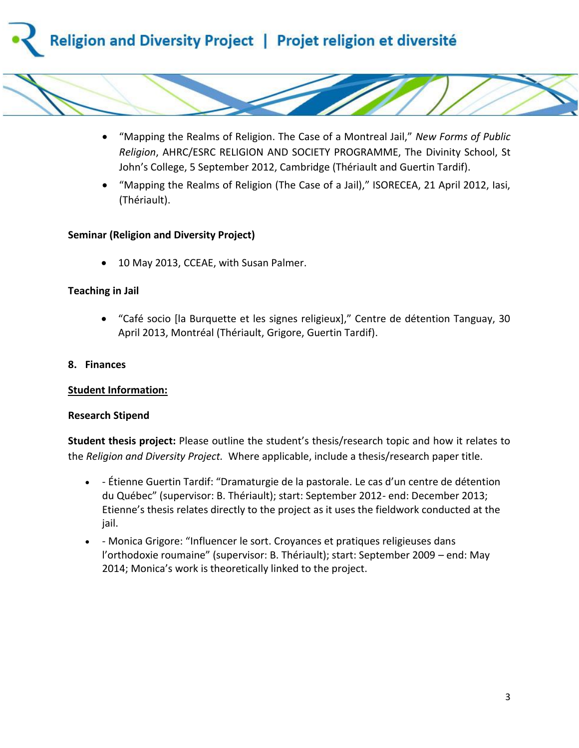- "Mapping the Realms of Religion. The Case of a Montreal Jail," *New Forms of Public Religion*, AHRC/ESRC RELIGION AND SOCIETY PROGRAMME, The Divinity School, St John's College, 5 September 2012, Cambridge (Thériault and Guertin Tardif).
- "Mapping the Realms of Religion (The Case of a Jail)," ISORECEA, 21 April 2012, Iasi, (Thériault).

**Seminar (Religion and Diversity Project)**

- 10 May 2013, CCEAE, with Susan Palmer.

**Teaching in Jail**

- "Café socio [la Burquette et les signes religieux]," Centre de détention Tanguay, 30 April 2013, Montréal (Thériault, Grigore, Guertin Tardif).

**8. Finances**

**Student Information:**

**Research Stipend**

**Student thesis project:** Please outline the student's thesis/research topic and how it relates to the *Religion and Diversity Project.* Where applicable, include a thesis/research paper title.

- - Étienne Guertin Tardif: "Dramaturgie de la pastorale. Le cas d'un centre de détention du Québec" (supervisor: B. Thériault); start: September 2012- end: December 2013; Etienne's thesis relates directly to the project as it uses the fieldwork conducted at the jail.
- - Monica Grigore: "Influencer le sort. Croyances et pratiques religieuses dans l'orthodoxie roumaine" (supervisor: B. Thériault); start: September 2009 – end: May 2014; Monica's work is theoretically linked to the project.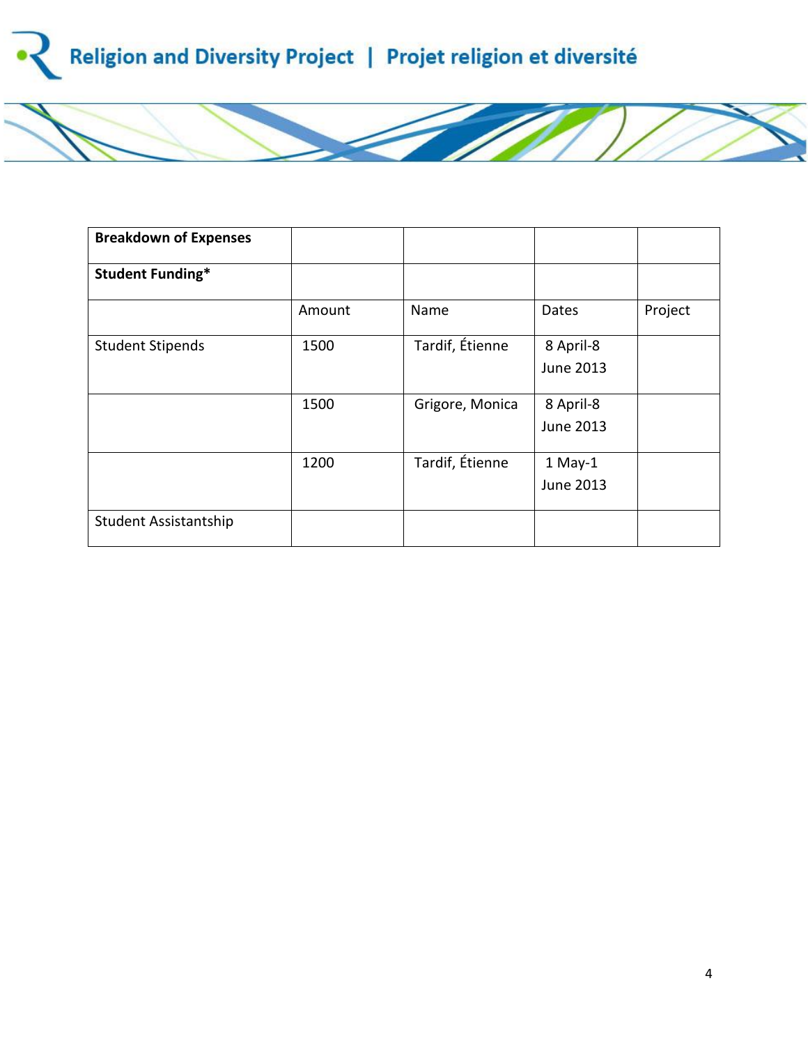| | | | | |
|---|---|---|---|---|
| **Breakdown of Expenses** | | | | |
| **Student Funding*** | | | | |
| | Amount | Name | Dates | Project |
| Student Stipends | 1500 | Tardif, Étienne | 8 April-8 June 2013 | |
| | 1500 | Grigore, Monica | 8 April-8 June 2013 | |
| | 1200 | Tardif, Étienne | 1 May-1 June 2013 | |
| Student Assistantship | | | | |